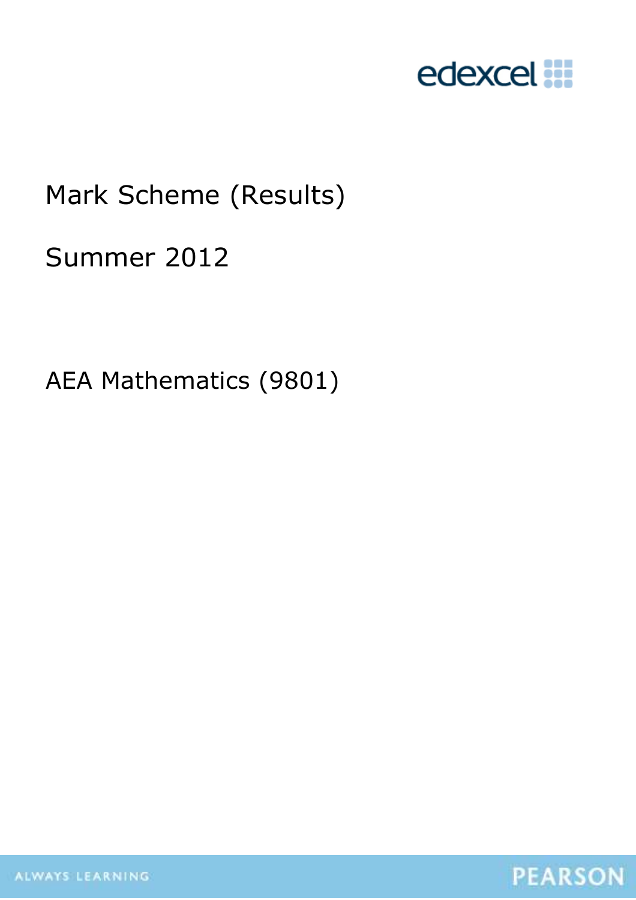edexcel

# Mark Scheme (Results)

## Summer 2012

AEA Mathematics (9801)

ALWAYS LEARNING

PEARSON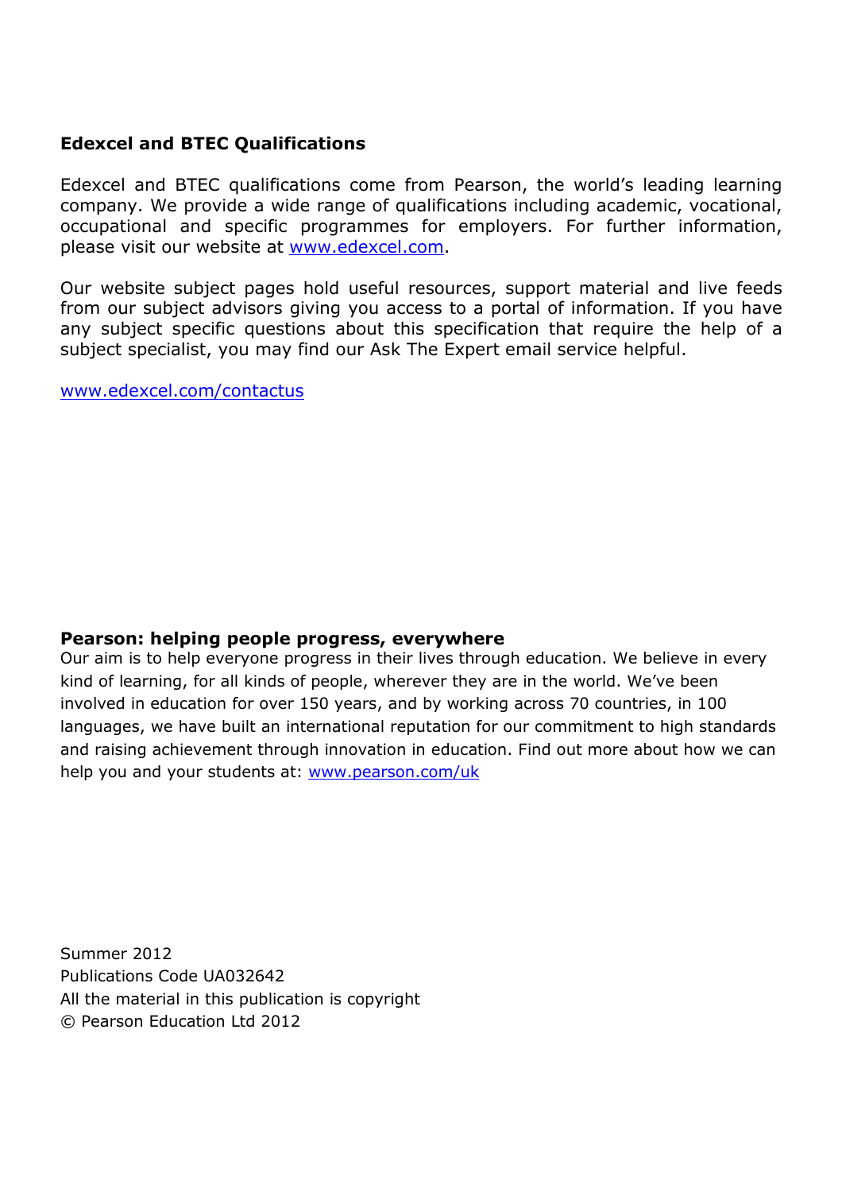**Edexcel and BTEC Qualifications**

Edexcel and BTEC qualifications come from Pearson, the world's leading learning company. We provide a wide range of qualifications including academic, vocational, occupational and specific programmes for employers. For further information, please visit our website at www.edexcel.com.

Our website subject pages hold useful resources, support material and live feeds from our subject advisors giving you access to a portal of information. If you have any subject specific questions about this specification that require the help of a subject specialist, you may find our Ask The Expert email service helpful.

www.edexcel.com/contactus

**Pearson: helping people progress, everywhere**

Our aim is to help everyone progress in their lives through education. We believe in every kind of learning, for all kinds of people, wherever they are in the world. We've been involved in education for over 150 years, and by working across 70 countries, in 100 languages, we have built an international reputation for our commitment to high standards and raising achievement through innovation in education. Find out more about how we can help you and your students at: www.pearson.com/uk

Summer 2012
Publications Code UA032642
All the material in this publication is copyright
© Pearson Education Ltd 2012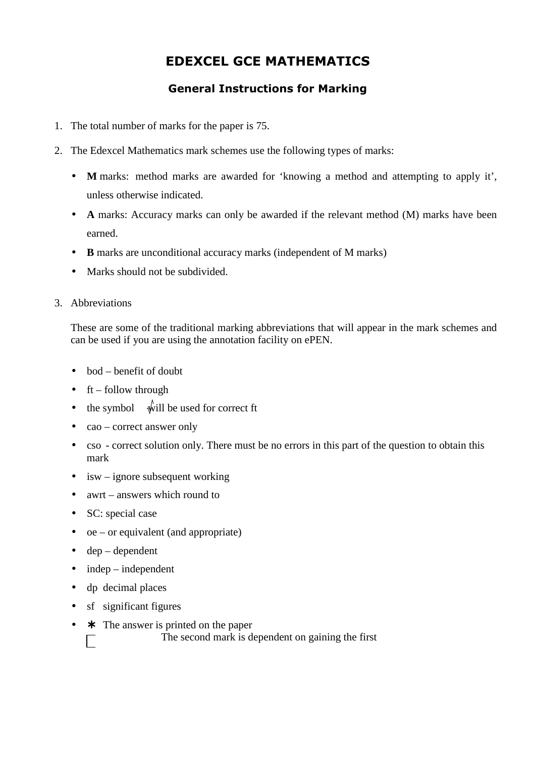# EDEXCEL GCE MATHEMATICS

## General Instructions for Marking

1. The total number of marks for the paper is 75.

2. The Edexcel Mathematics mark schemes use the following types of marks:

   - **M** marks: method marks are awarded for 'knowing a method and attempting to apply it', unless otherwise indicated.
   - **A** marks: Accuracy marks can only be awarded if the relevant method (M) marks have been earned.
   - **B** marks are unconditional accuracy marks (independent of M marks)
   - Marks should not be subdivided.

3. Abbreviations

   These are some of the traditional marking abbreviations that will appear in the mark schemes and can be used if you are using the annotation facility on ePEN.

   - bod – benefit of doubt
   - ft – follow through
   - the symbol √ will be used for correct ft
   - cao – correct answer only
   - cso - correct solution only. There must be no errors in this part of the question to obtain this mark
   - isw – ignore subsequent working
   - awrt – answers which round to
   - SC: special case
   - oe – or equivalent (and appropriate)
   - dep – dependent
   - indep – independent
   - dp decimal places
   - sf significant figures
   - * The answer is printed on the paper
   - □ The second mark is dependent on gaining the first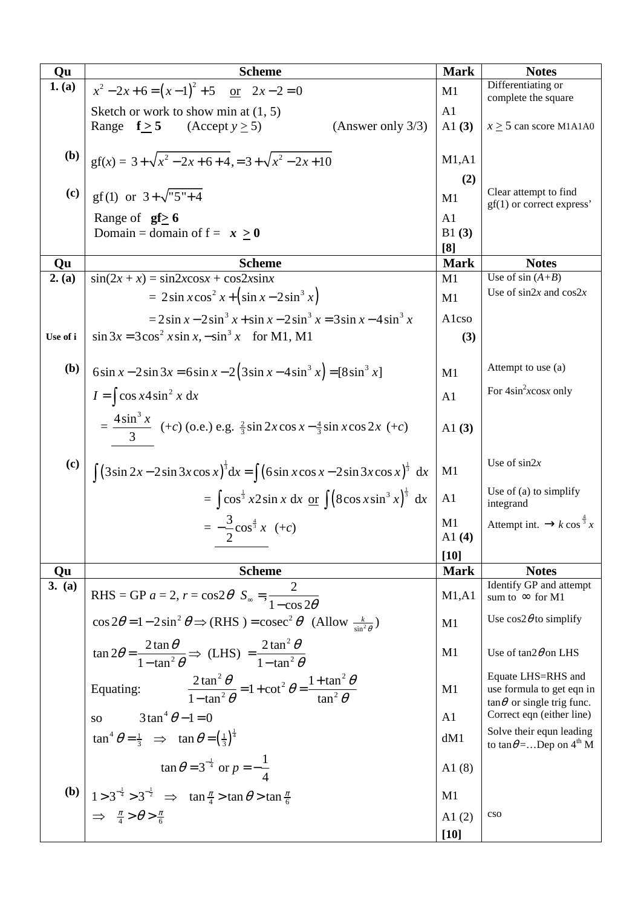| Qu | Scheme | Mark | Notes |
|---|---|---|---|
| 1. (a) | $x^2 - 2x + 6 = (x-1)^2 + 5$ or $2x - 2 = 0$ | M1 | Differentiating or complete the square |
| | Sketch or work to show min at (1, 5) | A1 | |
| | Range **f $\geq$ 5** (Accept $y \geq 5$) (Answer only 3/3) | A1 **(3)** | $x \geq 5$ can score M1A1A0 |
| (b) | gf($x$) = $3 + \sqrt{x^2 - 2x + 6 + 4}, = 3 + \sqrt{x^2 - 2x + 10}$ | M1,A1 **(2)** | |
| (c) | $\text{gf}(1)$ or $3 + \sqrt{"5" + 4}$ | M1 | Clear attempt to find gf(1) or correct express' |
| | Range of **gf$\geq$ 6** | A1 | |
| | Domain = domain of f = $x \geq 0$ | B1 **(3)** | |
| | | **[8]** | |
| **Qu** | **Scheme** | **Mark** | **Notes** |
| 2. (a) | $\sin(2x + x) = \sin 2x \cos x + \cos 2x \sin x$ | M1 | Use of sin $(A+B)$ |
| | $= 2\sin x \cos^2 x + (\sin x - 2\sin^3 x)$ | M1 | Use of sin2$x$ and cos2$x$ |
| | $= 2\sin x - 2\sin^3 x + \sin x - 2\sin^3 x = 3\sin x - 4\sin^3 x$ | A1cso | |
| Use of i | $\sin 3x = 3\cos^2 x \sin x, -\sin^3 x$ for M1, M1 | **(3)** | |
| (b) | $6\sin x - 2\sin 3x = 6\sin x - 2(3\sin x - 4\sin^3 x) = [8\sin^3 x]$ | M1 | Attempt to use (a) |
| | $I = \int \cos x 4\sin^2 x \, dx$ | A1 | For $4\sin^2 x\cos x$ only |
| | $= \dfrac{4\sin^3 x}{3}$ $(+c)$ (o.e.) e.g. $\frac{2}{3}\sin 2x \cos x - \frac{4}{3}\sin x \cos 2x$ $(+c)$ | A1 **(3)** | |
| (c) | $\int (3\sin 2x - 2\sin 3x \cos x)^{\frac{1}{3}} dx = \int (6\sin x \cos x - 2\sin 3x \cos x)^{\frac{1}{3}} \, dx$ | M1 | Use of sin2$x$ |
| | $= \int \cos^{\frac{1}{3}} x 2\sin x \, dx$ or $\int (8\cos x \sin^3 x)^{\frac{1}{3}} \, dx$ | A1 | Use of (a) to simplify integrand |
| | $= -\dfrac{3}{2}\cos^{\frac{4}{3}} x$ $(+c)$ | M1 A1 **(4)** | Attempt int. $\rightarrow k\cos^{\frac{4}{3}} x$ |
| | | **[10]** | |
| **Qu** | **Scheme** | **Mark** | **Notes** |
| 3. (a) | RHS = GP $a = 2$, $r = \cos 2\theta$ $S_\infty = , \dfrac{2}{1 - \cos 2\theta}$ | M1,A1 | Identify GP and attempt sum to $\infty$ for M1 |
| | $\cos 2\theta = 1 - 2\sin^2\theta \Rightarrow (\text{RHS}) = \text{cosec}^2\theta$ (Allow $\frac{k}{\sin^2\theta}$) | M1 | Use cos2$\theta$ to simplify |
| | $\tan 2\theta = \dfrac{2\tan\theta}{1 - \tan^2\theta} \Rightarrow$ (LHS) $= \dfrac{2\tan^2\theta}{1 - \tan^2\theta}$ | M1 | Use of tan2$\theta$ on LHS |
| | Equating: $\dfrac{2\tan^2\theta}{1 - \tan^2\theta} = 1 + \cot^2\theta = \dfrac{1 + \tan^2\theta}{\tan^2\theta}$ | M1 | Equate LHS=RHS and use formula to get eqn in tan$\theta$ or single trig func. |
| | so $3\tan^4\theta - 1 = 0$ | A1 | Correct eqn (either line) |
| | $\tan^4\theta = \frac{1}{3} \Rightarrow \tan\theta = \left(\frac{1}{3}\right)^{\frac{1}{4}}$ | dM1 | Solve their equn leading to tan$\theta$=…Dep on 4[th] M |
| | $\tan\theta = 3^{-\frac{1}{4}}$ or $p = -\dfrac{1}{4}$ | A1 (8) | |
| (b) | $1 > 3^{-\frac{1}{4}} > 3^{-\frac{1}{2}} \Rightarrow \tan\frac{\pi}{4} > \tan\theta > \tan\frac{\pi}{6}$ | M1 | |
| | $\Rightarrow \frac{\pi}{4} > \theta > \frac{\pi}{6}$ | A1 (2) | cso |
| | | **[10]** | |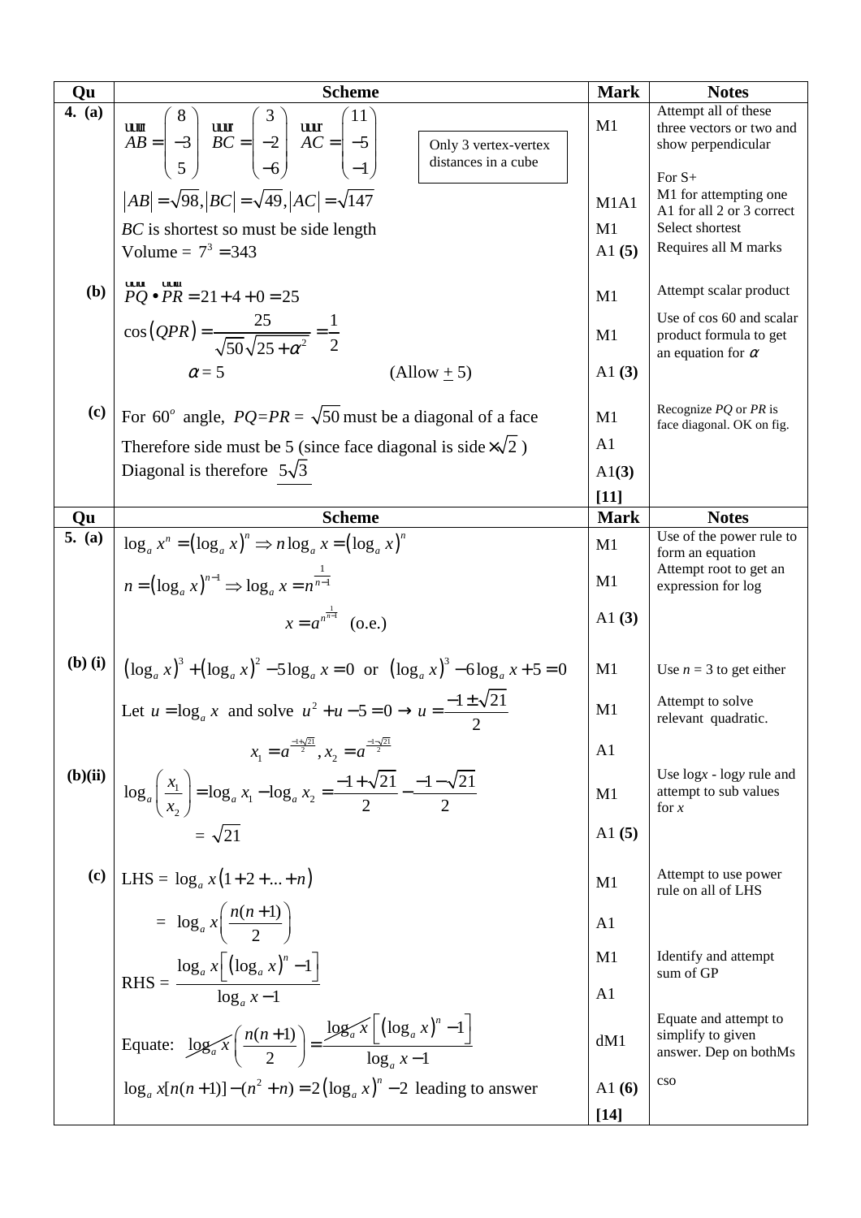| Qu | Scheme | Mark | Notes |
|---|---|---|---|
| 4. (a) | $\overrightarrow{AB} = \begin{pmatrix} 8 \\ -3 \\ 5 \end{pmatrix}$ $\overrightarrow{BC} = \begin{pmatrix} 3 \\ -2 \\ -6 \end{pmatrix}$ $\overrightarrow{AC} = \begin{pmatrix} 11 \\ -5 \\ -1 \end{pmatrix}$ (Only 3 vertex-vertex distances in a cube) | M1 | Attempt all of these three vectors or two and show perpendicular |
| | $\lvert AB\rvert = \sqrt{98}, \lvert BC\rvert = \sqrt{49}, \lvert AC\rvert = \sqrt{147}$ | M1A1 | For S+ M1 for attempting one A1 for all 2 or 3 correct |
| | $BC$ is shortest so must be side length | M1 | Select shortest |
| | Volume = $7^3 = 343$ | A1 **(5)** | Requires all M marks |
| (b) | $\overrightarrow{PQ} \bullet \overrightarrow{PR} = 21 + 4 + 0 = 25$ | M1 | Attempt scalar product |
| | $\cos(QPR) = \dfrac{25}{\sqrt{50}\sqrt{25+\alpha^2}} = \dfrac{1}{2}$ | M1 | Use of cos 60 and scalar product formula to get an equation for $\alpha$ |
| | $\alpha = 5$ (Allow $\pm$ 5) | A1 **(3)** | |
| (c) | For $60^o$ angle, $PQ=PR = \sqrt{50}$ must be a diagonal of a face | M1 | Recognize $PQ$ or $PR$ is face diagonal. OK on fig. |
| | Therefore side must be 5 (since face diagonal is side $\times\sqrt{2}$ ) | A1 | |
| | Diagonal is therefore $5\sqrt{3}$ | A1**(3)** | |
| | | **[11]** | |

| Qu | Scheme | Mark | Notes |
|---|---|---|---|
| 5. (a) | $\log_a x^n = (\log_a x)^n \Rightarrow n\log_a x = (\log_a x)^n$ | M1 | Use of the power rule to form an equation |
| | $n = (\log_a x)^{n-1} \Rightarrow \log_a x = n^{\frac{1}{n-1}}$ | M1 | Attempt root to get an expression for log |
| | $x = a^{n^{\frac{1}{n-1}}}$ (o.e.) | A1 **(3)** | |
| (b) (i) | $(\log_a x)^3 + (\log_a x)^2 - 5\log_a x = 0$ or $(\log_a x)^3 - 6\log_a x + 5 = 0$ | M1 | Use $n$ = 3 to get either |
| | Let $u = \log_a x$ and solve $u^2 + u - 5 = 0 \rightarrow u = \dfrac{-1 \pm \sqrt{21}}{2}$ | M1 | Attempt to solve relevant quadratic. |
| | $x_1 = a^{\frac{-1+\sqrt{21}}{2}}, x_2 = a^{\frac{-1-\sqrt{21}}{2}}$ | A1 | |
| (b)(ii) | $\log_a\left(\dfrac{x_1}{x_2}\right) = \log_a x_1 - \log_a x_2 = \dfrac{-1+\sqrt{21}}{2} - \dfrac{-1-\sqrt{21}}{2}$ | M1 | Use log$x$ - log$y$ rule and attempt to sub values for $x$ |
| | $= \sqrt{21}$ | A1 **(5)** | |
| (c) | LHS = $\log_a x(1+2+\ldots+n)$ | M1 | Attempt to use power rule on all of LHS |
| | $= \log_a x\left(\dfrac{n(n+1)}{2}\right)$ | A1 | |
| | RHS = $\dfrac{\log_a x\left[(\log_a x)^n - 1\right]}{\log_a x - 1}$ | M1 | Identify and attempt sum of GP |
| | | A1 | |
| | Equate: $\log_a x\left(\dfrac{n(n+1)}{2}\right) = \dfrac{\log_a x\left[(\log_a x)^n - 1\right]}{\log_a x - 1}$ (cancelling $\log_a x$) | dM1 | Equate and attempt to simplify to given answer. Dep on bothMs |
| | $\log_a x[n(n+1)] - (n^2+n) = 2(\log_a x)^n - 2$ leading to answer | A1 **(6)** | cso |
| | | **[14]** | |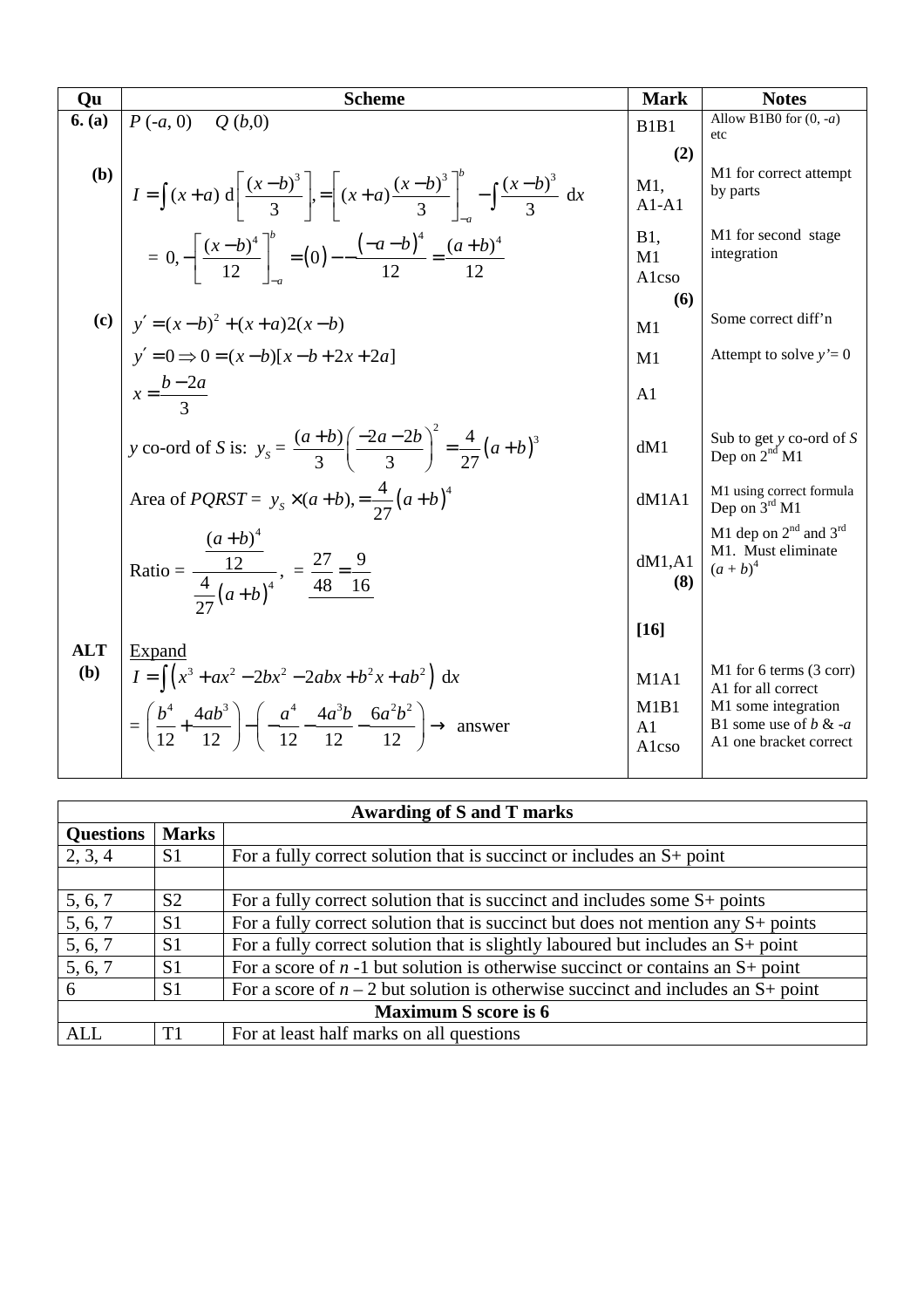| Qu | Scheme | Mark | Notes |
|---|---|---|---|
| **6. (a)** | $P\ (-a,\ 0)\quad Q\ (b,0)$ | B1B1 | Allow B1B0 for $(0, -a)$ etc |
| | | **(2)** | |
| **(b)** | $I = \int (x+a)\ \mathrm{d}\left[\frac{(x-b)^3}{3}\right], = \left[(x+a)\frac{(x-b)^3}{3}\right]_{-a}^{b} - \int \frac{(x-b)^3}{3}\ \mathrm{d}x$ | M1, A1-A1 | M1 for correct attempt by parts |
| | $= 0, -\left[\frac{(x-b)^4}{12}\right]_{-a}^{b} = (0) - -\frac{(-a-b)^4}{12} = \frac{(a+b)^4}{12}$ | B1, M1 A1cso | M1 for second stage integration |
| | | **(6)** | |
| **(c)** | $y' = (x-b)^2 + (x+a)2(x-b)$ | M1 | Some correct diff'n |
| | $y' = 0 \Rightarrow 0 = (x-b)[x-b+2x+2a]$ | M1 | Attempt to solve $y' = 0$ |
| | $x = \frac{b-2a}{3}$ | A1 | |
| | $y$ co-ord of $S$ is: $y_S = \frac{(a+b)}{3}\left(\frac{-2a-2b}{3}\right)^2 = \frac{4}{27}(a+b)^3$ | dM1 | Sub to get $y$ co-ord of $S$ Dep on 2nd M1 |
| | Area of $PQRST$ = $y_S \times (a+b), = \frac{4}{27}(a+b)^4$ | dM1A1 | M1 using correct formula Dep on 3rd M1 |
| | Ratio = $\frac{\frac{(a+b)^4}{12}}{\frac{4}{27}(a+b)^4}$, $= \frac{27}{48} = \frac{9}{16}$ | dM1,A1 **(8)** | M1 dep on 2nd and 3rd M1. Must eliminate $(a+b)^4$ |
| | | **[16]** | |
| **ALT (b)** | Expand $I = \int \left(x^3 + ax^2 - 2bx^2 - 2abx + b^2x + ab^2\right)\ \mathrm{d}x$ | M1A1 | M1 for 6 terms (3 corr) A1 for all correct |
| | $= \left(\frac{b^4}{12} + \frac{4ab^3}{12}\right) - \left(-\frac{a^4}{12} - \frac{4a^3b}{12} - \frac{6a^2b^2}{12}\right) \rightarrow$ answer | M1B1 A1 A1cso | M1 some integration B1 some use of $b$ & $-a$ A1 one bracket correct |

| Awarding of S and T marks | | |
|---|---|---|
| **Questions** | **Marks** | |
| 2, 3, 4 | S1 | For a fully correct solution that is succinct or includes an S+ point |
| | | |
| 5, 6, 7 | S2 | For a fully correct solution that is succinct and includes some S+ points |
| 5, 6, 7 | S1 | For a fully correct solution that is succinct but does not mention any S+ points |
| 5, 6, 7 | S1 | For a fully correct solution that is slightly laboured but includes an S+ point |
| 5, 6, 7 | S1 | For a score of $n$ -1 but solution is otherwise succinct or contains an S+ point |
| 6 | S1 | For a score of $n - 2$ but solution is otherwise succinct and includes an S+ point |
| **Maximum S score is 6** | | |
| ALL | T1 | For at least half marks on all questions |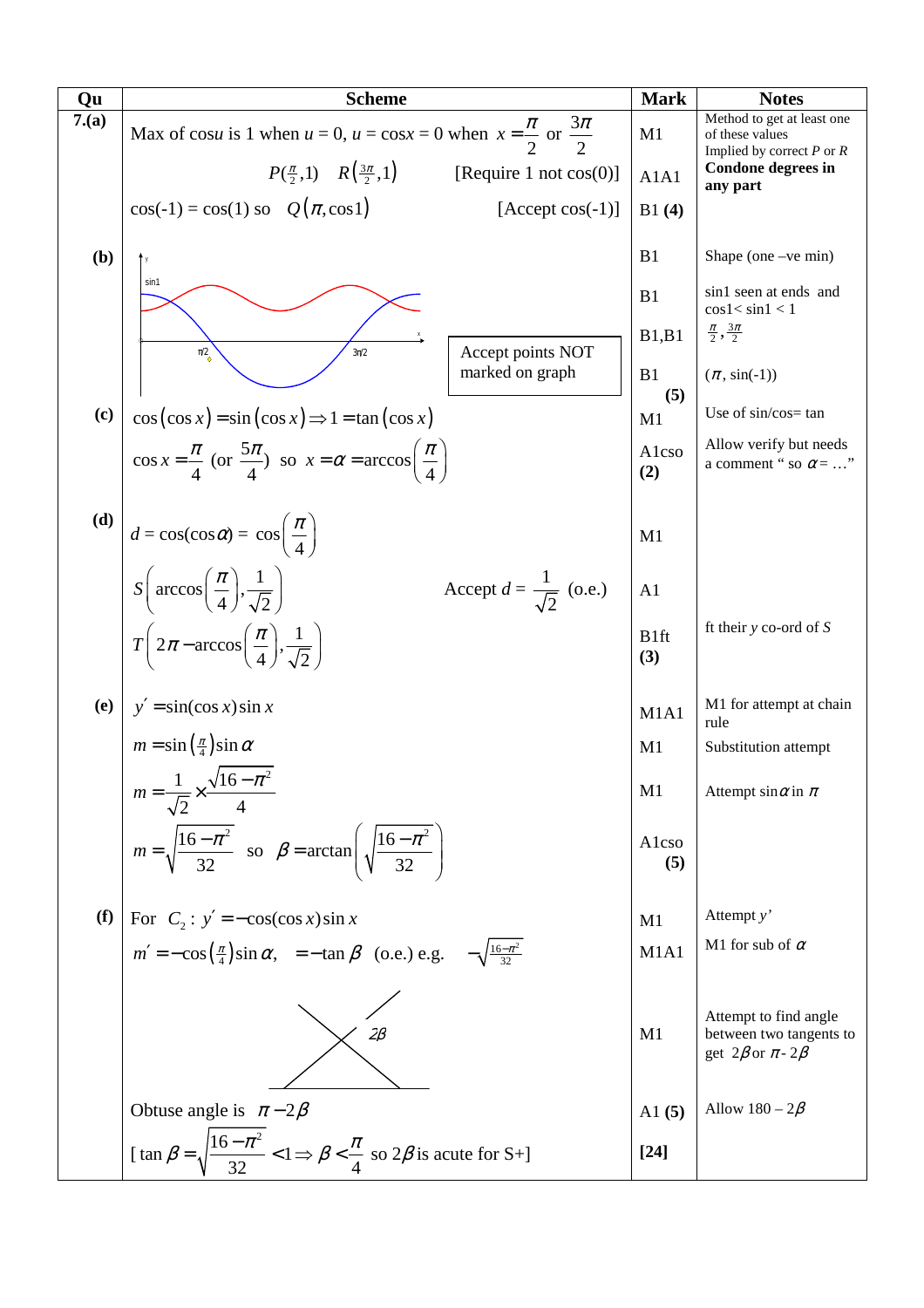| Qu | Scheme | Mark | Notes |
|---|---|---|---|
| 7.(a) | Max of cos$u$ is 1 when $u$ = 0, $u$ = cos$x$ = 0 when $x = \frac{\pi}{2}$ or $\frac{3\pi}{2}$ | M1 | Method to get at least one of these values Implied by correct $P$ or $R$ |
| | $P(\frac{\pi}{2},1)$ $R(\frac{3\pi}{2},1)$ [Require 1 not cos(0)] | A1A1 | **Condone degrees in any part** |
| | cos(-1) = cos(1) so $Q(\pi, \cos 1)$ [Accept cos(-1)] | B1 **(4)** | |
| (b) | Graph (sin1 marked on y-axis; $\pi/2$ and $3\pi/2$ marked on x-axis). Accept points NOT marked on graph | B1 | Shape (one –ve min) |
| | | B1 | sin1 seen at ends and cos1< sin1 < 1 |
| | | B1,B1 | $\frac{\pi}{2}, \frac{3\pi}{2}$ |
| | | B1 **(5)** | ($\pi$, sin(-1)) |
| (c) | $\cos(\cos x) = \sin(\cos x) \Rightarrow 1 = \tan(\cos x)$ | M1 | Use of sin/cos= tan |
| | $\cos x = \frac{\pi}{4}$ (or $\frac{5\pi}{4}$) so $x = \alpha = \arccos\left(\frac{\pi}{4}\right)$ | A1cso **(2)** | Allow verify but needs a comment " so $\alpha$= …" |
| (d) | $d = \cos(\cos\alpha) = \cos\left(\frac{\pi}{4}\right)$ | M1 | |
| | $S\left(\arccos\left(\frac{\pi}{4}\right), \frac{1}{\sqrt{2}}\right)$ Accept $d = \frac{1}{\sqrt{2}}$ (o.e.) | A1 | |
| | $T\left(2\pi - \arccos\left(\frac{\pi}{4}\right), \frac{1}{\sqrt{2}}\right)$ | B1ft **(3)** | ft their $y$ co-ord of $S$ |
| (e) | $y' = \sin(\cos x)\sin x$ | M1A1 | M1 for attempt at chain rule |
| | $m = \sin\left(\frac{\pi}{4}\right)\sin\alpha$ | M1 | Substitution attempt |
| | $m = \frac{1}{\sqrt{2}} \times \frac{\sqrt{16-\pi^2}}{4}$ | M1 | Attempt sin$\alpha$ in $\pi$ |
| | $m = \sqrt{\frac{16-\pi^2}{32}}$ so $\beta = \arctan\left(\sqrt{\frac{16-\pi^2}{32}}\right)$ | A1cso **(5)** | |
| (f) | For $C_2$: $y' = -\cos(\cos x)\sin x$ | M1 | Attempt $y'$ |
| | $m' = -\cos\left(\frac{\pi}{4}\right)\sin\alpha$, $= -\tan\beta$ (o.e.) e.g. $-\sqrt{\frac{16-\pi^2}{32}}$ | M1A1 | M1 for sub of $\alpha$ |
| | Diagram: two crossing tangents with angle $2\beta$ | M1 | Attempt to find angle between two tangents to get $2\beta$ or $\pi$- $2\beta$ |
| | Obtuse angle is $\pi - 2\beta$ | A1 **(5)** | Allow 180 – $2\beta$ |
| | [ $\tan\beta = \sqrt{\frac{16-\pi^2}{32}} < 1 \Rightarrow \beta < \frac{\pi}{4}$ so $2\beta$ is acute for S+] | **[24]** | |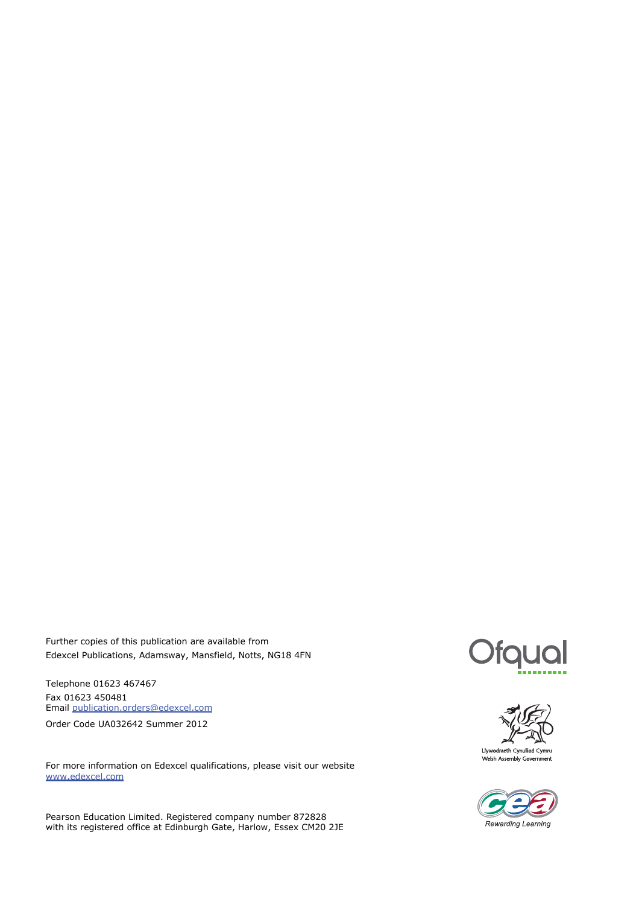Further copies of this publication are available from
Edexcel Publications, Adamsway, Mansfield, Notts, NG18 4FN

Telephone 01623 467467
Fax 01623 450481
Email publication.orders@edexcel.com

Order Code UA032642 Summer 2012

For more information on Edexcel qualifications, please visit our website
www.edexcel.com

Pearson Education Limited. Registered company number 872828
with its registered office at Edinburgh Gate, Harlow, Essex CM20 2JE

Ofqual

Llywodraeth Cynulliad Cymru
Welsh Assembly Government

cea
Rewarding Learning